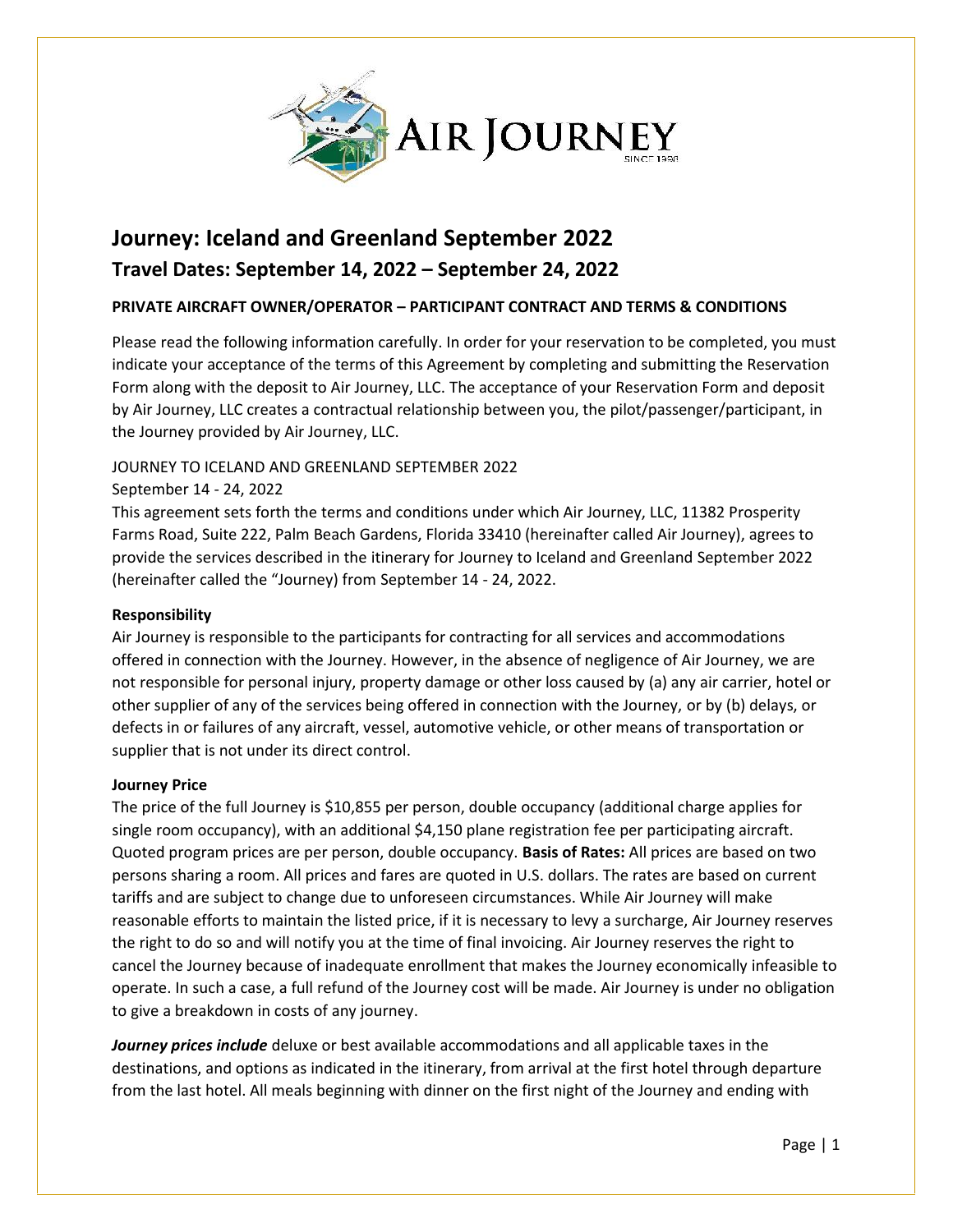# Journey: Iceland and Greenland September 2022

## Travel Dates: September 14, 2022 – September 24, 2022

**PRIVATE AIRCRAFT OWNER/OPERATOR – PARTICIPANT CONTRACT AND TERMS & CONDITIONS**

Please read the following information carefully. In order for your reservation to be completed, you must indicate your acceptance of the terms of this Agreement by completing and submitting the Reservation Form along with the deposit to Air Journey, LLC. The acceptance of your Reservation Form and deposit by Air Journey, LLC creates a contractual relationship between you, the pilot/passenger/participant, in the Journey provided by Air Journey, LLC.

JOURNEY TO ICELAND AND GREENLAND SEPTEMBER 2022

September 14 - 24, 2022

This agreement sets forth the terms and conditions under which Air Journey, LLC, 11382 Prosperity Farms Road, Suite 222, Palm Beach Gardens, Florida 33410 (hereinafter called Air Journey), agrees to provide the services described in the itinerary for Journey to Iceland and Greenland September 2022 (hereinafter called the "Journey) from September 14 - 24, 2022.

**Responsibility**

Air Journey is responsible to the participants for contracting for all services and accommodations offered in connection with the Journey. However, in the absence of negligence of Air Journey, we are not responsible for personal injury, property damage or other loss caused by (a) any air carrier, hotel or other supplier of any of the services being offered in connection with the Journey, or by (b) delays, or defects in or failures of any aircraft, vessel, automotive vehicle, or other means of transportation or supplier that is not under its direct control.

**Journey Price**

The price of the full Journey is $10,855 per person, double occupancy (additional charge applies for single room occupancy), with an additional $4,150 plane registration fee per participating aircraft. Quoted program prices are per person, double occupancy. **Basis of Rates:** All prices are based on two persons sharing a room. All prices and fares are quoted in U.S. dollars. The rates are based on current tariffs and are subject to change due to unforeseen circumstances. While Air Journey will make reasonable efforts to maintain the listed price, if it is necessary to levy a surcharge, Air Journey reserves the right to do so and will notify you at the time of final invoicing. Air Journey reserves the right to cancel the Journey because of inadequate enrollment that makes the Journey economically infeasible to operate. In such a case, a full refund of the Journey cost will be made. Air Journey is under no obligation to give a breakdown in costs of any journey.

***Journey prices include*** deluxe or best available accommodations and all applicable taxes in the destinations, and options as indicated in the itinerary, from arrival at the first hotel through departure from the last hotel. All meals beginning with dinner on the first night of the Journey and ending with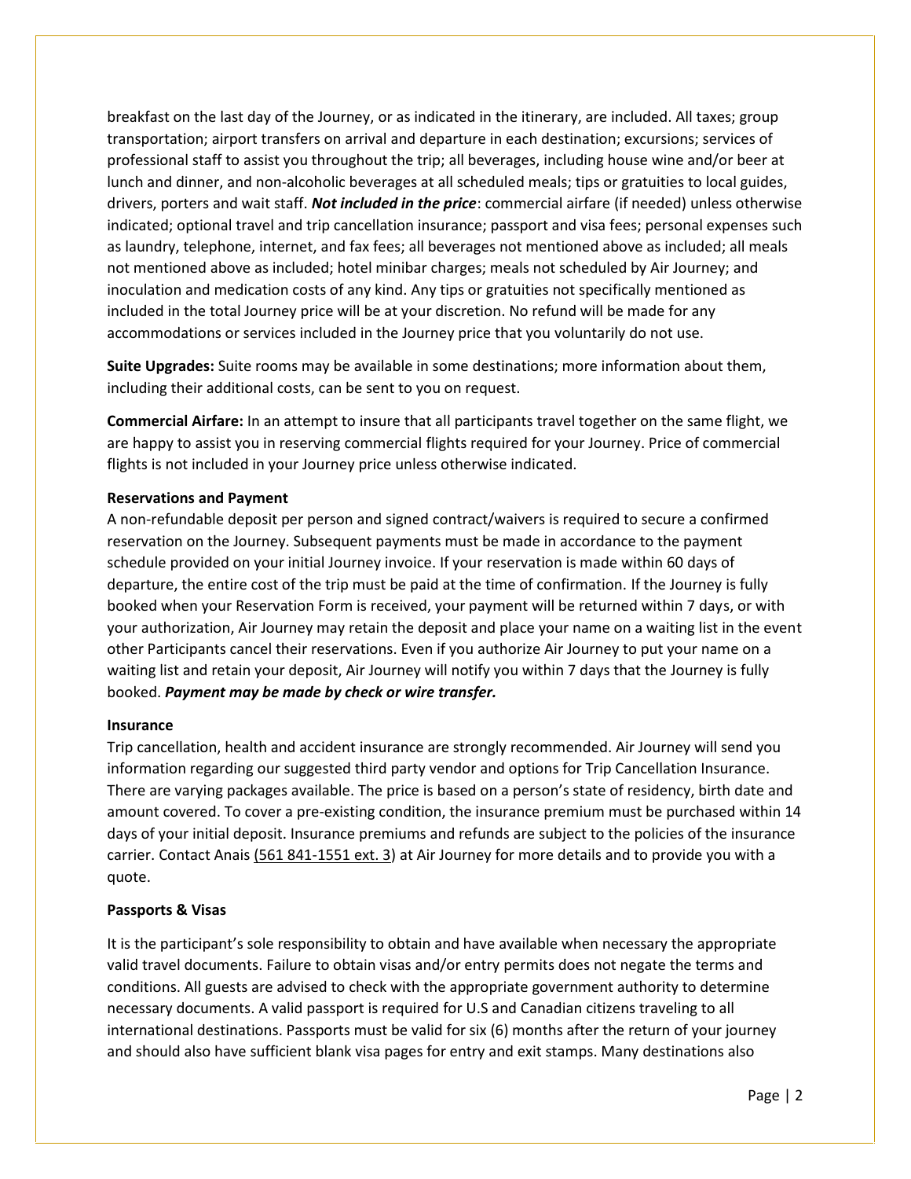breakfast on the last day of the Journey, or as indicated in the itinerary, are included. All taxes; group transportation; airport transfers on arrival and departure in each destination; excursions; services of professional staff to assist you throughout the trip; all beverages, including house wine and/or beer at lunch and dinner, and non-alcoholic beverages at all scheduled meals; tips or gratuities to local guides, drivers, porters and wait staff. ***Not included in the price***: commercial airfare (if needed) unless otherwise indicated; optional travel and trip cancellation insurance; passport and visa fees; personal expenses such as laundry, telephone, internet, and fax fees; all beverages not mentioned above as included; all meals not mentioned above as included; hotel minibar charges; meals not scheduled by Air Journey; and inoculation and medication costs of any kind. Any tips or gratuities not specifically mentioned as included in the total Journey price will be at your discretion. No refund will be made for any accommodations or services included in the Journey price that you voluntarily do not use.

**Suite Upgrades:** Suite rooms may be available in some destinations; more information about them, including their additional costs, can be sent to you on request.

**Commercial Airfare:** In an attempt to insure that all participants travel together on the same flight, we are happy to assist you in reserving commercial flights required for your Journey. Price of commercial flights is not included in your Journey price unless otherwise indicated.

**Reservations and Payment**

A non-refundable deposit per person and signed contract/waivers is required to secure a confirmed reservation on the Journey. Subsequent payments must be made in accordance to the payment schedule provided on your initial Journey invoice. If your reservation is made within 60 days of departure, the entire cost of the trip must be paid at the time of confirmation. If the Journey is fully booked when your Reservation Form is received, your payment will be returned within 7 days, or with your authorization, Air Journey may retain the deposit and place your name on a waiting list in the event other Participants cancel their reservations. Even if you authorize Air Journey to put your name on a waiting list and retain your deposit, Air Journey will notify you within 7 days that the Journey is fully booked. ***Payment may be made by check or wire transfer.***

**Insurance**

Trip cancellation, health and accident insurance are strongly recommended. Air Journey will send you information regarding our suggested third party vendor and options for Trip Cancellation Insurance. There are varying packages available. The price is based on a person's state of residency, birth date and amount covered. To cover a pre-existing condition, the insurance premium must be purchased within 14 days of your initial deposit. Insurance premiums and refunds are subject to the policies of the insurance carrier. Contact Anais (561 841-1551 ext. 3) at Air Journey for more details and to provide you with a quote.

**Passports & Visas**

It is the participant's sole responsibility to obtain and have available when necessary the appropriate valid travel documents. Failure to obtain visas and/or entry permits does not negate the terms and conditions. All guests are advised to check with the appropriate government authority to determine necessary documents. A valid passport is required for U.S and Canadian citizens traveling to all international destinations. Passports must be valid for six (6) months after the return of your journey and should also have sufficient blank visa pages for entry and exit stamps. Many destinations also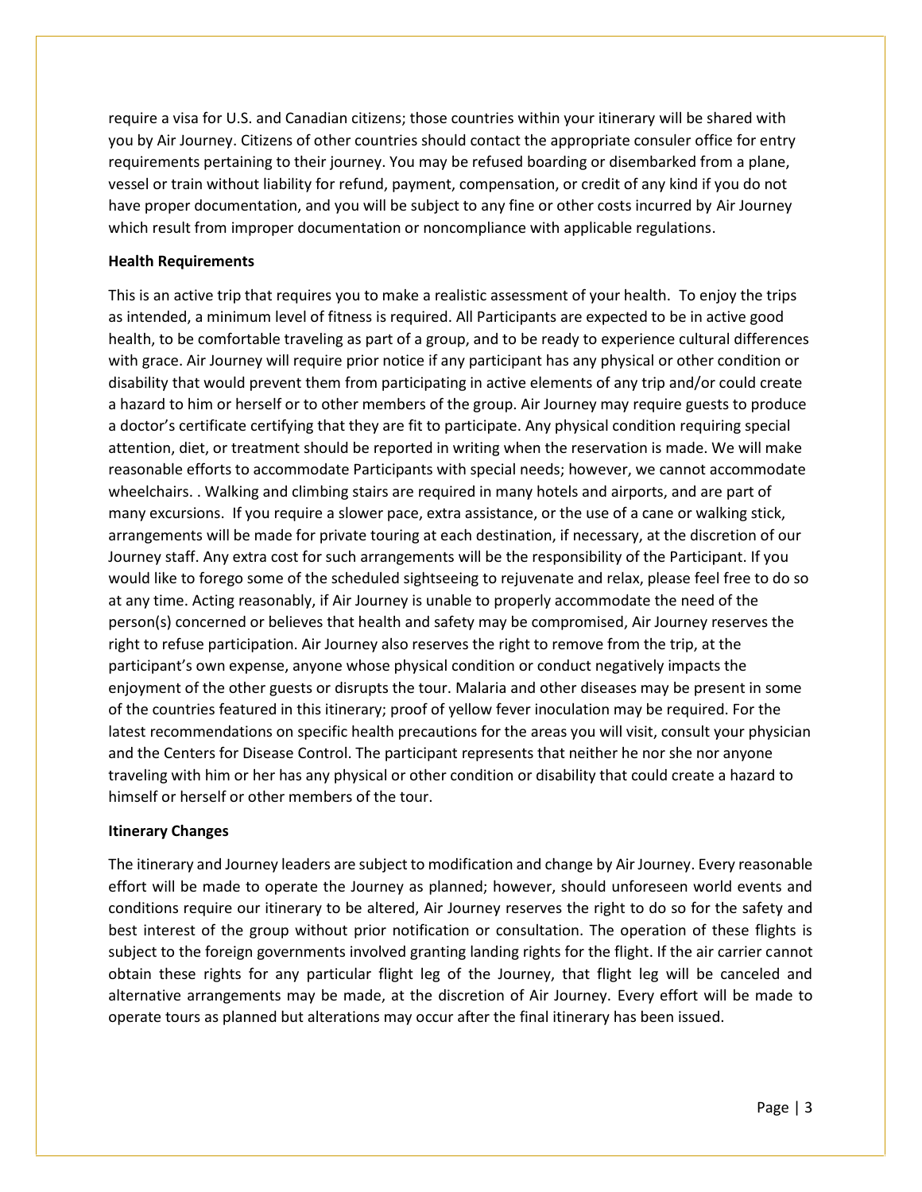require a visa for U.S. and Canadian citizens; those countries within your itinerary will be shared with you by Air Journey. Citizens of other countries should contact the appropriate consuler office for entry requirements pertaining to their journey. You may be refused boarding or disembarked from a plane, vessel or train without liability for refund, payment, compensation, or credit of any kind if you do not have proper documentation, and you will be subject to any fine or other costs incurred by Air Journey which result from improper documentation or noncompliance with applicable regulations.

**Health Requirements**

This is an active trip that requires you to make a realistic assessment of your health. To enjoy the trips as intended, a minimum level of fitness is required. All Participants are expected to be in active good health, to be comfortable traveling as part of a group, and to be ready to experience cultural differences with grace. Air Journey will require prior notice if any participant has any physical or other condition or disability that would prevent them from participating in active elements of any trip and/or could create a hazard to him or herself or to other members of the group. Air Journey may require guests to produce a doctor's certificate certifying that they are fit to participate. Any physical condition requiring special attention, diet, or treatment should be reported in writing when the reservation is made. We will make reasonable efforts to accommodate Participants with special needs; however, we cannot accommodate wheelchairs. . Walking and climbing stairs are required in many hotels and airports, and are part of many excursions. If you require a slower pace, extra assistance, or the use of a cane or walking stick, arrangements will be made for private touring at each destination, if necessary, at the discretion of our Journey staff. Any extra cost for such arrangements will be the responsibility of the Participant. If you would like to forego some of the scheduled sightseeing to rejuvenate and relax, please feel free to do so at any time. Acting reasonably, if Air Journey is unable to properly accommodate the need of the person(s) concerned or believes that health and safety may be compromised, Air Journey reserves the right to refuse participation. Air Journey also reserves the right to remove from the trip, at the participant's own expense, anyone whose physical condition or conduct negatively impacts the enjoyment of the other guests or disrupts the tour. Malaria and other diseases may be present in some of the countries featured in this itinerary; proof of yellow fever inoculation may be required. For the latest recommendations on specific health precautions for the areas you will visit, consult your physician and the Centers for Disease Control. The participant represents that neither he nor she nor anyone traveling with him or her has any physical or other condition or disability that could create a hazard to himself or herself or other members of the tour.

**Itinerary Changes**

The itinerary and Journey leaders are subject to modification and change by Air Journey. Every reasonable effort will be made to operate the Journey as planned; however, should unforeseen world events and conditions require our itinerary to be altered, Air Journey reserves the right to do so for the safety and best interest of the group without prior notification or consultation. The operation of these flights is subject to the foreign governments involved granting landing rights for the flight. If the air carrier cannot obtain these rights for any particular flight leg of the Journey, that flight leg will be canceled and alternative arrangements may be made, at the discretion of Air Journey. Every effort will be made to operate tours as planned but alterations may occur after the final itinerary has been issued.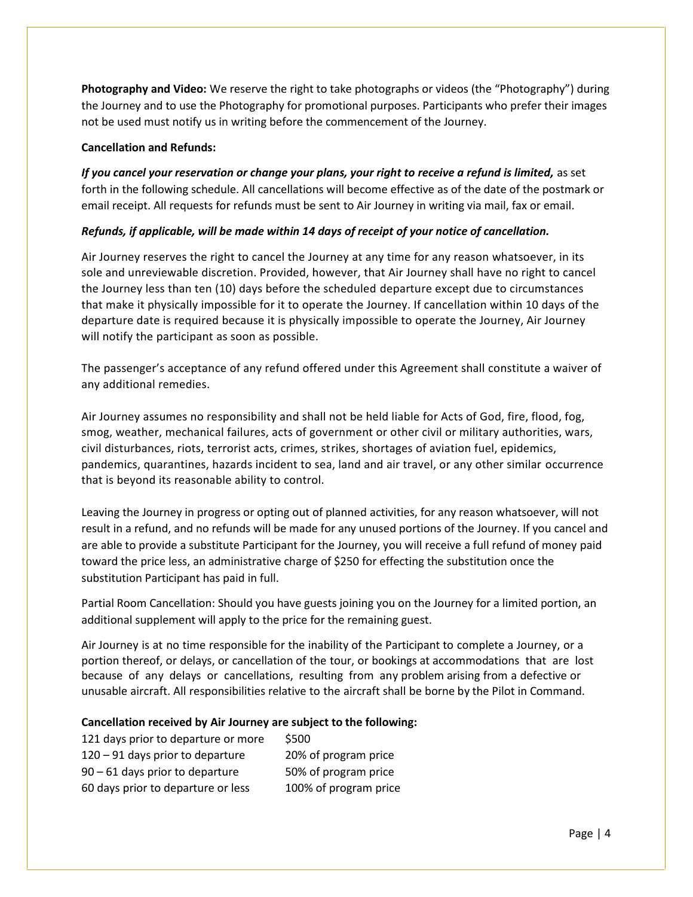**Photography and Video:** We reserve the right to take photographs or videos (the "Photography") during the Journey and to use the Photography for promotional purposes. Participants who prefer their images not be used must notify us in writing before the commencement of the Journey.

**Cancellation and Refunds:**

***If you cancel your reservation or change your plans, your right to receive a refund is limited,*** as set forth in the following schedule. All cancellations will become effective as of the date of the postmark or email receipt. All requests for refunds must be sent to Air Journey in writing via mail, fax or email.

***Refunds, if applicable, will be made within 14 days of receipt of your notice of cancellation.***

Air Journey reserves the right to cancel the Journey at any time for any reason whatsoever, in its sole and unreviewable discretion. Provided, however, that Air Journey shall have no right to cancel the Journey less than ten (10) days before the scheduled departure except due to circumstances that make it physically impossible for it to operate the Journey. If cancellation within 10 days of the departure date is required because it is physically impossible to operate the Journey, Air Journey will notify the participant as soon as possible.

The passenger's acceptance of any refund offered under this Agreement shall constitute a waiver of any additional remedies.

Air Journey assumes no responsibility and shall not be held liable for Acts of God, fire, flood, fog, smog, weather, mechanical failures, acts of government or other civil or military authorities, wars, civil disturbances, riots, terrorist acts, crimes, strikes, shortages of aviation fuel, epidemics, pandemics, quarantines, hazards incident to sea, land and air travel, or any other similar occurrence that is beyond its reasonable ability to control.

Leaving the Journey in progress or opting out of planned activities, for any reason whatsoever, will not result in a refund, and no refunds will be made for any unused portions of the Journey. If you cancel and are able to provide a substitute Participant for the Journey, you will receive a full refund of money paid toward the price less, an administrative charge of $250 for effecting the substitution once the substitution Participant has paid in full.

Partial Room Cancellation: Should you have guests joining you on the Journey for a limited portion, an additional supplement will apply to the price for the remaining guest.

Air Journey is at no time responsible for the inability of the Participant to complete a Journey, or a portion thereof, or delays, or cancellation of the tour, or bookings at accommodations that are lost because of any delays or cancellations, resulting from any problem arising from a defective or unusable aircraft. All responsibilities relative to the aircraft shall be borne by the Pilot in Command.

**Cancellation received by Air Journey are subject to the following:**

| | |
|---|---|
| 121 days prior to departure or more | $500 |
| 120 – 91 days prior to departure | 20% of program price |
| 90 – 61 days prior to departure | 50% of program price |
| 60 days prior to departure or less | 100% of program price |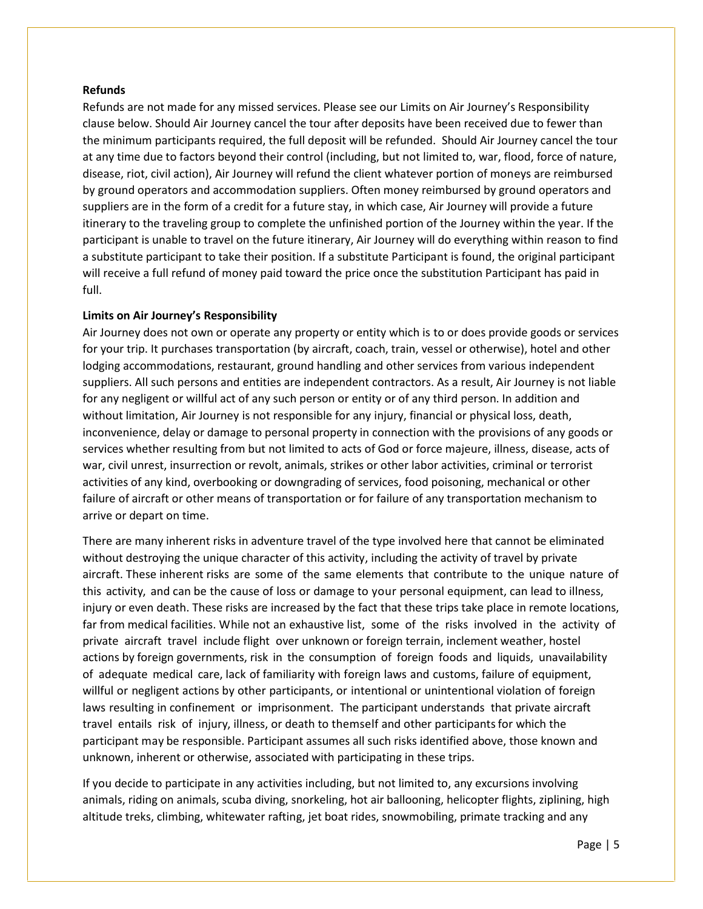**Refunds**

Refunds are not made for any missed services. Please see our Limits on Air Journey's Responsibility clause below. Should Air Journey cancel the tour after deposits have been received due to fewer than the minimum participants required, the full deposit will be refunded. Should Air Journey cancel the tour at any time due to factors beyond their control (including, but not limited to, war, flood, force of nature, disease, riot, civil action), Air Journey will refund the client whatever portion of moneys are reimbursed by ground operators and accommodation suppliers. Often money reimbursed by ground operators and suppliers are in the form of a credit for a future stay, in which case, Air Journey will provide a future itinerary to the traveling group to complete the unfinished portion of the Journey within the year. If the participant is unable to travel on the future itinerary, Air Journey will do everything within reason to find a substitute participant to take their position. If a substitute Participant is found, the original participant will receive a full refund of money paid toward the price once the substitution Participant has paid in full.

**Limits on Air Journey's Responsibility**

Air Journey does not own or operate any property or entity which is to or does provide goods or services for your trip. It purchases transportation (by aircraft, coach, train, vessel or otherwise), hotel and other lodging accommodations, restaurant, ground handling and other services from various independent suppliers. All such persons and entities are independent contractors. As a result, Air Journey is not liable for any negligent or willful act of any such person or entity or of any third person. In addition and without limitation, Air Journey is not responsible for any injury, financial or physical loss, death, inconvenience, delay or damage to personal property in connection with the provisions of any goods or services whether resulting from but not limited to acts of God or force majeure, illness, disease, acts of war, civil unrest, insurrection or revolt, animals, strikes or other labor activities, criminal or terrorist activities of any kind, overbooking or downgrading of services, food poisoning, mechanical or other failure of aircraft or other means of transportation or for failure of any transportation mechanism to arrive or depart on time.

There are many inherent risks in adventure travel of the type involved here that cannot be eliminated without destroying the unique character of this activity, including the activity of travel by private aircraft. These inherent risks are some of the same elements that contribute to the unique nature of this activity, and can be the cause of loss or damage to your personal equipment, can lead to illness, injury or even death. These risks are increased by the fact that these trips take place in remote locations, far from medical facilities. While not an exhaustive list, some of the risks involved in the activity of private aircraft travel include flight over unknown or foreign terrain, inclement weather, hostel actions by foreign governments, risk in the consumption of foreign foods and liquids, unavailability of adequate medical care, lack of familiarity with foreign laws and customs, failure of equipment, willful or negligent actions by other participants, or intentional or unintentional violation of foreign laws resulting in confinement or imprisonment. The participant understands that private aircraft travel entails risk of injury, illness, or death to themself and other participants for which the participant may be responsible. Participant assumes all such risks identified above, those known and unknown, inherent or otherwise, associated with participating in these trips.

If you decide to participate in any activities including, but not limited to, any excursions involving animals, riding on animals, scuba diving, snorkeling, hot air ballooning, helicopter flights, ziplining, high altitude treks, climbing, whitewater rafting, jet boat rides, snowmobiling, primate tracking and any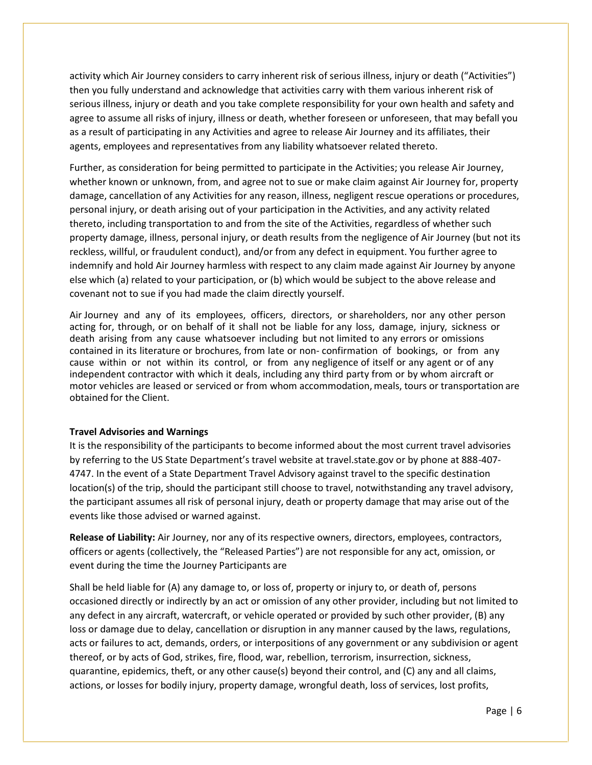activity which Air Journey considers to carry inherent risk of serious illness, injury or death ("Activities") then you fully understand and acknowledge that activities carry with them various inherent risk of serious illness, injury or death and you take complete responsibility for your own health and safety and agree to assume all risks of injury, illness or death, whether foreseen or unforeseen, that may befall you as a result of participating in any Activities and agree to release Air Journey and its affiliates, their agents, employees and representatives from any liability whatsoever related thereto.

Further, as consideration for being permitted to participate in the Activities; you release Air Journey, whether known or unknown, from, and agree not to sue or make claim against Air Journey for, property damage, cancellation of any Activities for any reason, illness, negligent rescue operations or procedures, personal injury, or death arising out of your participation in the Activities, and any activity related thereto, including transportation to and from the site of the Activities, regardless of whether such property damage, illness, personal injury, or death results from the negligence of Air Journey (but not its reckless, willful, or fraudulent conduct), and/or from any defect in equipment. You further agree to indemnify and hold Air Journey harmless with respect to any claim made against Air Journey by anyone else which (a) related to your participation, or (b) which would be subject to the above release and covenant not to sue if you had made the claim directly yourself.

Air Journey and any of its employees, officers, directors, or shareholders, nor any other person acting for, through, or on behalf of it shall not be liable for any loss, damage, injury, sickness or death arising from any cause whatsoever including but not limited to any errors or omissions contained in its literature or brochures, from late or non- confirmation of bookings, or from any cause within or not within its control, or from any negligence of itself or any agent or of any independent contractor with which it deals, including any third party from or by whom aircraft or motor vehicles are leased or serviced or from whom accommodation, meals, tours or transportation are obtained for the Client.

**Travel Advisories and Warnings**

It is the responsibility of the participants to become informed about the most current travel advisories by referring to the US State Department's travel website at travel.state.gov or by phone at 888-407-4747. In the event of a State Department Travel Advisory against travel to the specific destination location(s) of the trip, should the participant still choose to travel, notwithstanding any travel advisory, the participant assumes all risk of personal injury, death or property damage that may arise out of the events like those advised or warned against.

**Release of Liability:** Air Journey, nor any of its respective owners, directors, employees, contractors, officers or agents (collectively, the "Released Parties") are not responsible for any act, omission, or event during the time the Journey Participants are

Shall be held liable for (A) any damage to, or loss of, property or injury to, or death of, persons occasioned directly or indirectly by an act or omission of any other provider, including but not limited to any defect in any aircraft, watercraft, or vehicle operated or provided by such other provider, (B) any loss or damage due to delay, cancellation or disruption in any manner caused by the laws, regulations, acts or failures to act, demands, orders, or interpositions of any government or any subdivision or agent thereof, or by acts of God, strikes, fire, flood, war, rebellion, terrorism, insurrection, sickness, quarantine, epidemics, theft, or any other cause(s) beyond their control, and (C) any and all claims, actions, or losses for bodily injury, property damage, wrongful death, loss of services, lost profits,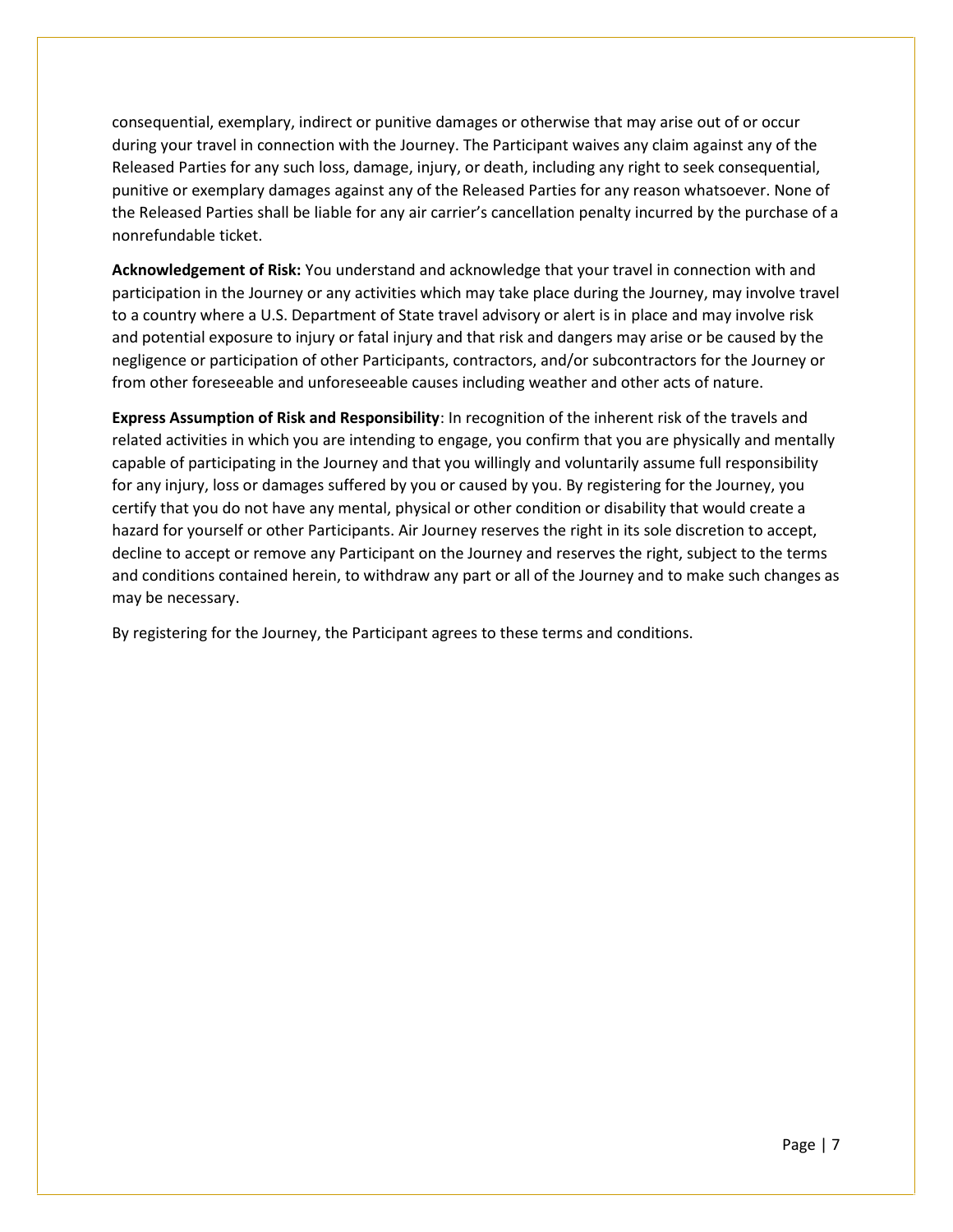consequential, exemplary, indirect or punitive damages or otherwise that may arise out of or occur during your travel in connection with the Journey. The Participant waives any claim against any of the Released Parties for any such loss, damage, injury, or death, including any right to seek consequential, punitive or exemplary damages against any of the Released Parties for any reason whatsoever. None of the Released Parties shall be liable for any air carrier's cancellation penalty incurred by the purchase of a nonrefundable ticket.

**Acknowledgement of Risk:** You understand and acknowledge that your travel in connection with and participation in the Journey or any activities which may take place during the Journey, may involve travel to a country where a U.S. Department of State travel advisory or alert is in place and may involve risk and potential exposure to injury or fatal injury and that risk and dangers may arise or be caused by the negligence or participation of other Participants, contractors, and/or subcontractors for the Journey or from other foreseeable and unforeseeable causes including weather and other acts of nature.

**Express Assumption of Risk and Responsibility**: In recognition of the inherent risk of the travels and related activities in which you are intending to engage, you confirm that you are physically and mentally capable of participating in the Journey and that you willingly and voluntarily assume full responsibility for any injury, loss or damages suffered by you or caused by you. By registering for the Journey, you certify that you do not have any mental, physical or other condition or disability that would create a hazard for yourself or other Participants. Air Journey reserves the right in its sole discretion to accept, decline to accept or remove any Participant on the Journey and reserves the right, subject to the terms and conditions contained herein, to withdraw any part or all of the Journey and to make such changes as may be necessary.

By registering for the Journey, the Participant agrees to these terms and conditions.